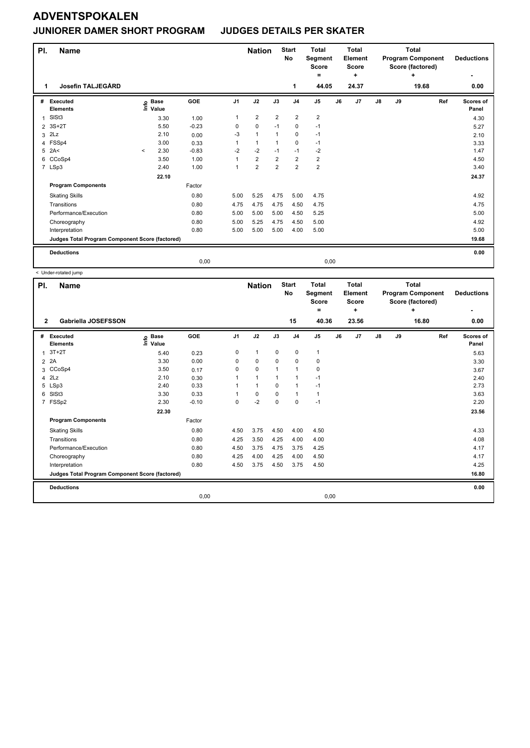# ADVENTSPOKALEN

## JUNIORER DAMER SHORT PROGRAM JUDGES DETAILS PER SKATER

| Pl. | Name | Nation | Start No | Total Segment Score = | Total Element Score + | Total Program Component Score (factored) + | Deductions - |
|---|---|---|---|---|---|---|---|
| 1 | Josefin TALJEGÅRD | | 1 | 44.05 | 24.37 | 19.68 | 0.00 |

| # | Executed Elements | Info | Base Value | GOE | J1 | J2 | J3 | J4 | J5 | J6 | J7 | J8 | J9 | Ref | Scores of Panel |
|---|---|---|---|---|---|---|---|---|---|---|---|---|---|---|---|
| 1 | SlSt3 | | 3.30 | 1.00 | 1 | 2 | 2 | 2 | 2 | | | | | | 4.30 |
| 2 | 3S+2T | | 5.50 | -0.23 | 0 | 0 | -1 | 0 | -1 | | | | | | 5.27 |
| 3 | 2Lz | | 2.10 | 0.00 | -3 | 1 | 1 | 0 | -1 | | | | | | 2.10 |
| 4 | FSSp4 | | 3.00 | 0.33 | 1 | 1 | 1 | 0 | -1 | | | | | | 3.33 |
| 5 | 2A< | < | 2.30 | -0.83 | -2 | -2 | -1 | -1 | -2 | | | | | | 1.47 |
| 6 | CCoSp4 | | 3.50 | 1.00 | 1 | 2 | 2 | 2 | 2 | | | | | | 4.50 |
| 7 | LSp3 | | 2.40 | 1.00 | 1 | 2 | 2 | 2 | 2 | | | | | | 3.40 |
| | | | 22.10 | | | | | | | | | | | | 24.37 |
| | **Program Components** | | | Factor | | | | | | | | | | | |
| | Skating Skills | | | 0.80 | 5.00 | 5.25 | 4.75 | 5.00 | 4.75 | | | | | | 4.92 |
| | Transitions | | | 0.80 | 4.75 | 4.75 | 4.75 | 4.50 | 4.75 | | | | | | 4.75 |
| | Performance/Execution | | | 0.80 | 5.00 | 5.00 | 5.00 | 4.50 | 5.25 | | | | | | 5.00 |
| | Choreography | | | 0.80 | 5.00 | 5.25 | 4.75 | 4.50 | 5.00 | | | | | | 4.92 |
| | Interpretation | | | 0.80 | 5.00 | 5.00 | 5.00 | 4.00 | 5.00 | | | | | | 5.00 |
| | **Judges Total Program Component Score (factored)** | | | | | | | | | | | | | | 19.68 |
| | **Deductions** | | | | | | | | | | | | | | 0.00 |
| | | | | 0,00 | | | | | 0,00 | | | | | | |

< Under-rotated jump

| Pl. | Name | Nation | Start No | Total Segment Score = | Total Element Score + | Total Program Component Score (factored) + | Deductions - |
|---|---|---|---|---|---|---|---|
| 2 | Gabriella JOSEFSSON | | 15 | 40.36 | 23.56 | 16.80 | 0.00 |

| # | Executed Elements | Info | Base Value | GOE | J1 | J2 | J3 | J4 | J5 | J6 | J7 | J8 | J9 | Ref | Scores of Panel |
|---|---|---|---|---|---|---|---|---|---|---|---|---|---|---|---|
| 1 | 3T+2T | | 5.40 | 0.23 | 0 | 1 | 0 | 0 | 1 | | | | | | 5.63 |
| 2 | 2A | | 3.30 | 0.00 | 0 | 0 | 0 | 0 | 0 | | | | | | 3.30 |
| 3 | CCoSp4 | | 3.50 | 0.17 | 0 | 0 | 1 | 1 | 0 | | | | | | 3.67 |
| 4 | 2Lz | | 2.10 | 0.30 | 1 | 1 | 1 | 1 | -1 | | | | | | 2.40 |
| 5 | LSp3 | | 2.40 | 0.33 | 1 | 1 | 0 | 1 | -1 | | | | | | 2.73 |
| 6 | SlSt3 | | 3.30 | 0.33 | 1 | 0 | 0 | 1 | 1 | | | | | | 3.63 |
| 7 | FSSp2 | | 2.30 | -0.10 | 0 | -2 | 0 | 0 | -1 | | | | | | 2.20 |
| | | | 22.30 | | | | | | | | | | | | 23.56 |
| | **Program Components** | | | Factor | | | | | | | | | | | |
| | Skating Skills | | | 0.80 | 4.50 | 3.75 | 4.50 | 4.00 | 4.50 | | | | | | 4.33 |
| | Transitions | | | 0.80 | 4.25 | 3.50 | 4.25 | 4.00 | 4.00 | | | | | | 4.08 |
| | Performance/Execution | | | 0.80 | 4.50 | 3.75 | 4.75 | 3.75 | 4.25 | | | | | | 4.17 |
| | Choreography | | | 0.80 | 4.25 | 4.00 | 4.25 | 4.00 | 4.50 | | | | | | 4.17 |
| | Interpretation | | | 0.80 | 4.50 | 3.75 | 4.50 | 3.75 | 4.50 | | | | | | 4.25 |
| | **Judges Total Program Component Score (factored)** | | | | | | | | | | | | | | 16.80 |
| | **Deductions** | | | | | | | | | | | | | | 0.00 |
| | | | | 0,00 | | | | | 0,00 | | | | | | |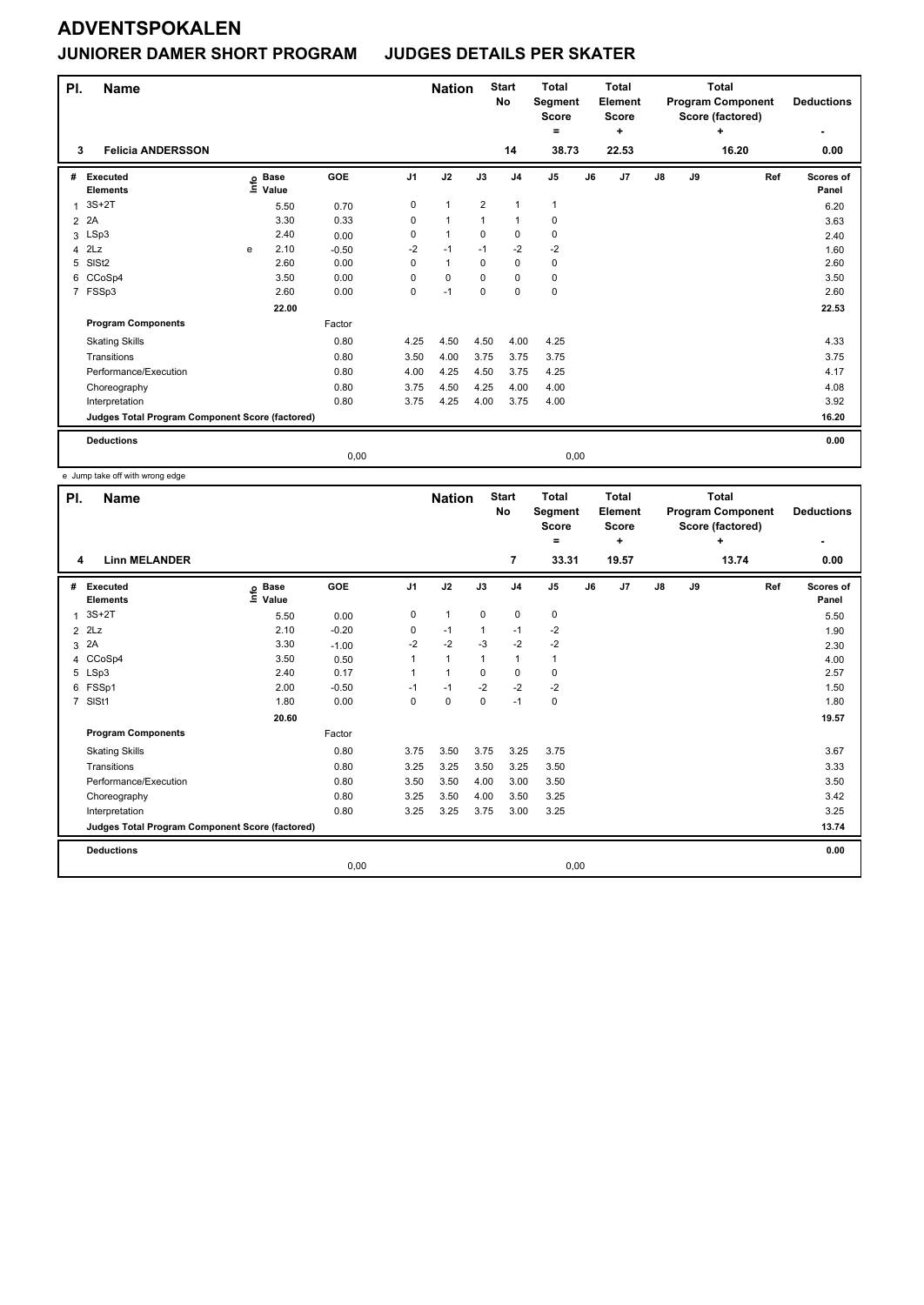# ADVENTSPOKALEN

## JUNIORER DAMER SHORT PROGRAM     JUDGES DETAILS PER SKATER

| Pl. | Name | Nation | Start No | Total Segment Score = | Total Element Score + | Total Program Component Score (factored) + | Deductions - |
|---|---|---|---|---|---|---|---|
| 3 | Felicia ANDERSSON | | 14 | 38.73 | 22.53 | 16.20 | 0.00 |

| # | Executed Elements | Info | Base Value | GOE | J1 | J2 | J3 | J4 | J5 | J6 | J7 | J8 | J9 | Ref | Scores of Panel |
|---|---|---|---|---|---|---|---|---|---|---|---|---|---|---|---|
| 1 | 3S+2T | | 5.50 | 0.70 | 0 | 1 | 2 | 1 | 1 | | | | | | 6.20 |
| 2 | 2A | | 3.30 | 0.33 | 0 | 1 | 1 | 1 | 0 | | | | | | 3.63 |
| 3 | LSp3 | | 2.40 | 0.00 | 0 | 1 | 0 | 0 | 0 | | | | | | 2.40 |
| 4 | 2Lz | e | 2.10 | -0.50 | -2 | -1 | -1 | -2 | -2 | | | | | | 1.60 |
| 5 | SlSt2 | | 2.60 | 0.00 | 0 | 1 | 0 | 0 | 0 | | | | | | 2.60 |
| 6 | CCoSp4 | | 3.50 | 0.00 | 0 | 0 | 0 | 0 | 0 | | | | | | 3.50 |
| 7 | FSSp3 | | 2.60 | 0.00 | 0 | -1 | 0 | 0 | 0 | | | | | | 2.60 |
| | | | 22.00 | | | | | | | | | | | | 22.53 |
| | Program Components | | | Factor | | | | | | | | | | | |
| | Skating Skills | | | 0.80 | 4.25 | 4.50 | 4.50 | 4.00 | 4.25 | | | | | | 4.33 |
| | Transitions | | | 0.80 | 3.50 | 4.00 | 3.75 | 3.75 | 3.75 | | | | | | 3.75 |
| | Performance/Execution | | | 0.80 | 4.00 | 4.25 | 4.50 | 3.75 | 4.25 | | | | | | 4.17 |
| | Choreography | | | 0.80 | 3.75 | 4.50 | 4.25 | 4.00 | 4.00 | | | | | | 4.08 |
| | Interpretation | | | 0.80 | 3.75 | 4.25 | 4.00 | 3.75 | 4.00 | | | | | | 3.92 |
| | Judges Total Program Component Score (factored) | | | | | | | | | | | | | | 16.20 |
| | Deductions | | | | | | | | | | | | | | 0.00 |
| | | | | 0,00 | | | | | 0,00 | | | | | | |

e Jump take off with wrong edge

| Pl. | Name | Nation | Start No | Total Segment Score = | Total Element Score + | Total Program Component Score (factored) + | Deductions - |
|---|---|---|---|---|---|---|---|
| 4 | Linn MELANDER | | 7 | 33.31 | 19.57 | 13.74 | 0.00 |

| # | Executed Elements | Info | Base Value | GOE | J1 | J2 | J3 | J4 | J5 | J6 | J7 | J8 | J9 | Ref | Scores of Panel |
|---|---|---|---|---|---|---|---|---|---|---|---|---|---|---|---|
| 1 | 3S+2T | | 5.50 | 0.00 | 0 | 1 | 0 | 0 | 0 | | | | | | 5.50 |
| 2 | 2Lz | | 2.10 | -0.20 | 0 | -1 | 1 | -1 | -2 | | | | | | 1.90 |
| 3 | 2A | | 3.30 | -1.00 | -2 | -2 | -3 | -2 | -2 | | | | | | 2.30 |
| 4 | CCoSp4 | | 3.50 | 0.50 | 1 | 1 | 1 | 1 | 1 | | | | | | 4.00 |
| 5 | LSp3 | | 2.40 | 0.17 | 1 | 1 | 0 | 0 | 0 | | | | | | 2.57 |
| 6 | FSSp1 | | 2.00 | -0.50 | -1 | -1 | -2 | -2 | -2 | | | | | | 1.50 |
| 7 | SlSt1 | | 1.80 | 0.00 | 0 | 0 | 0 | -1 | 0 | | | | | | 1.80 |
| | | | 20.60 | | | | | | | | | | | | 19.57 |
| | Program Components | | | Factor | | | | | | | | | | | |
| | Skating Skills | | | 0.80 | 3.75 | 3.50 | 3.75 | 3.25 | 3.75 | | | | | | 3.67 |
| | Transitions | | | 0.80 | 3.25 | 3.25 | 3.50 | 3.25 | 3.50 | | | | | | 3.33 |
| | Performance/Execution | | | 0.80 | 3.50 | 3.50 | 4.00 | 3.00 | 3.50 | | | | | | 3.50 |
| | Choreography | | | 0.80 | 3.25 | 3.50 | 4.00 | 3.50 | 3.25 | | | | | | 3.42 |
| | Interpretation | | | 0.80 | 3.25 | 3.25 | 3.75 | 3.00 | 3.25 | | | | | | 3.25 |
| | Judges Total Program Component Score (factored) | | | | | | | | | | | | | | 13.74 |
| | Deductions | | | | | | | | | | | | | | 0.00 |
| | | | | 0,00 | | | | | 0,00 | | | | | | |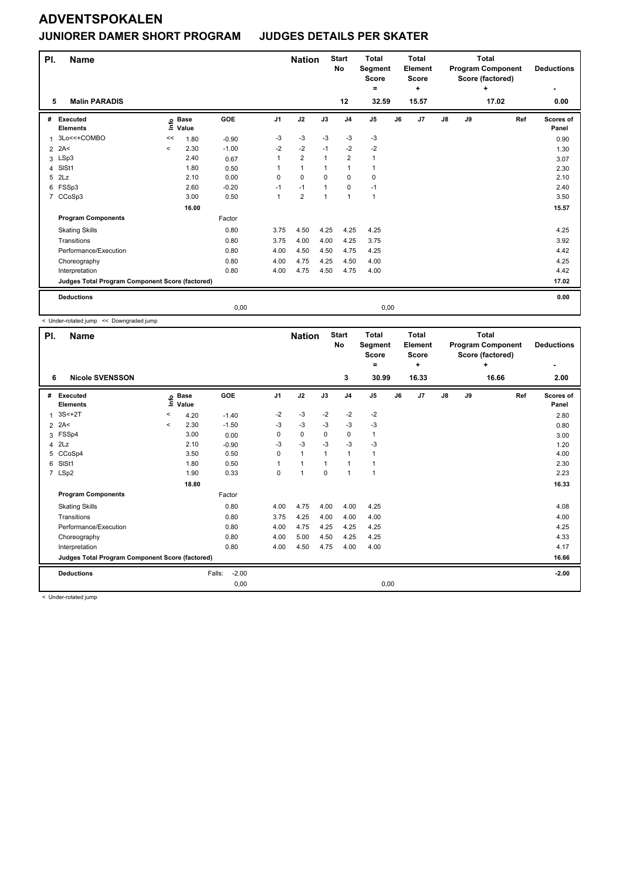# ADVENTSPOKALEN

## JUNIORER DAMER SHORT PROGRAM JUDGES DETAILS PER SKATER

| Pl. | Name | Nation | Start No | Total Segment Score = | Total Element Score + | Total Program Component Score (factored) + | Deductions - |
|---|---|---|---|---|---|---|---|
| 5 | Malin PARADIS | | 12 | 32.59 | 15.57 | 17.02 | 0.00 |

| # | Executed Elements | Info | Base Value | GOE | J1 | J2 | J3 | J4 | J5 | J6 | J7 | J8 | J9 | Ref | Scores of Panel |
|---|---|---|---|---|---|---|---|---|---|---|---|---|---|---|---|
| 1 | 3Lo<<+COMBO | << | 1.80 | -0.90 | -3 | -3 | -3 | -3 | -3 | | | | | | 0.90 |
| 2 | 2A< | < | 2.30 | -1.00 | -2 | -2 | -1 | -2 | -2 | | | | | | 1.30 |
| 3 | LSp3 | | 2.40 | 0.67 | 1 | 2 | 1 | 2 | 1 | | | | | | 3.07 |
| 4 | SlSt1 | | 1.80 | 0.50 | 1 | 1 | 1 | 1 | 1 | | | | | | 2.30 |
| 5 | 2Lz | | 2.10 | 0.00 | 0 | 0 | 0 | 0 | 0 | | | | | | 2.10 |
| 6 | FSSp3 | | 2.60 | -0.20 | -1 | -1 | 1 | 0 | -1 | | | | | | 2.40 |
| 7 | CCoSp3 | | 3.00 | 0.50 | 1 | 2 | 1 | 1 | 1 | | | | | | 3.50 |
| | | | 16.00 | | | | | | | | | | | | 15.57 |
| | **Program Components** | | | Factor | | | | | | | | | | | |
| | Skating Skills | | | 0.80 | 3.75 | 4.50 | 4.25 | 4.25 | 4.25 | | | | | | 4.25 |
| | Transitions | | | 0.80 | 3.75 | 4.00 | 4.00 | 4.25 | 3.75 | | | | | | 3.92 |
| | Performance/Execution | | | 0.80 | 4.00 | 4.50 | 4.50 | 4.75 | 4.25 | | | | | | 4.42 |
| | Choreography | | | 0.80 | 4.00 | 4.75 | 4.25 | 4.50 | 4.00 | | | | | | 4.25 |
| | Interpretation | | | 0.80 | 4.00 | 4.75 | 4.50 | 4.75 | 4.00 | | | | | | 4.42 |
| | **Judges Total Program Component Score (factored)** | | | | | | | | | | | | | | 17.02 |
| | **Deductions** | | | | | | | | | | | | | | 0.00 |
| | | | | 0,00 | | | | | 0,00 | | | | | | |

< Under-rotated jump << Downgraded jump

| Pl. | Name | Nation | Start No | Total Segment Score = | Total Element Score + | Total Program Component Score (factored) + | Deductions - |
|---|---|---|---|---|---|---|---|
| 6 | Nicole SVENSSON | | 3 | 30.99 | 16.33 | 16.66 | 2.00 |

| # | Executed Elements | Info | Base Value | GOE | J1 | J2 | J3 | J4 | J5 | J6 | J7 | J8 | J9 | Ref | Scores of Panel |
|---|---|---|---|---|---|---|---|---|---|---|---|---|---|---|---|
| 1 | 3S<+2T | < | 4.20 | -1.40 | -2 | -3 | -2 | -2 | -2 | | | | | | 2.80 |
| 2 | 2A< | < | 2.30 | -1.50 | -3 | -3 | -3 | -3 | -3 | | | | | | 0.80 |
| 3 | FSSp4 | | 3.00 | 0.00 | 0 | 0 | 0 | 0 | 1 | | | | | | 3.00 |
| 4 | 2Lz | | 2.10 | -0.90 | -3 | -3 | -3 | -3 | -3 | | | | | | 1.20 |
| 5 | CCoSp4 | | 3.50 | 0.50 | 0 | 1 | 1 | 1 | 1 | | | | | | 4.00 |
| 6 | SlSt1 | | 1.80 | 0.50 | 1 | 1 | 1 | 1 | 1 | | | | | | 2.30 |
| 7 | LSp2 | | 1.90 | 0.33 | 0 | 1 | 0 | 1 | 1 | | | | | | 2.23 |
| | | | 18.80 | | | | | | | | | | | | 16.33 |
| | **Program Components** | | | Factor | | | | | | | | | | | |
| | Skating Skills | | | 0.80 | 4.00 | 4.75 | 4.00 | 4.00 | 4.25 | | | | | | 4.08 |
| | Transitions | | | 0.80 | 3.75 | 4.25 | 4.00 | 4.00 | 4.00 | | | | | | 4.00 |
| | Performance/Execution | | | 0.80 | 4.00 | 4.75 | 4.25 | 4.25 | 4.25 | | | | | | 4.25 |
| | Choreography | | | 0.80 | 4.00 | 5.00 | 4.50 | 4.25 | 4.25 | | | | | | 4.33 |
| | Interpretation | | | 0.80 | 4.00 | 4.50 | 4.75 | 4.00 | 4.00 | | | | | | 4.17 |
| | **Judges Total Program Component Score (factored)** | | | | | | | | | | | | | | 16.66 |
| | **Deductions** | | | Falls: -2.00 | | | | | | | | | | | -2.00 |
| | | | | 0,00 | | | | | 0,00 | | | | | | |

< Under-rotated jump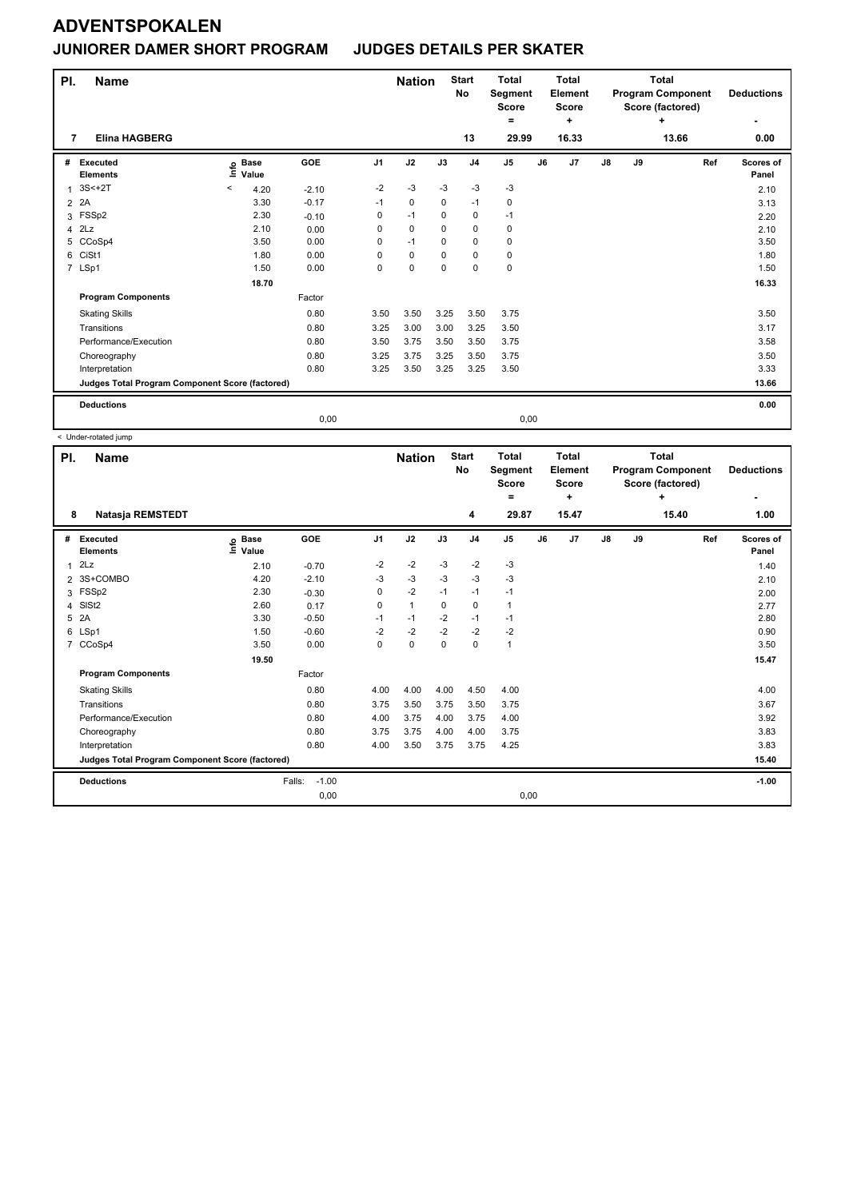# ADVENTSPOKALEN

## JUNIORER DAMER SHORT PROGRAM JUDGES DETAILS PER SKATER

| Pl. | Name | Nation | Start No | Total Segment Score = | Total Element Score + | Total Program Component Score (factored) + | Deductions - |
|---|---|---|---|---|---|---|---|
| 7 | Elina HAGBERG | | 13 | 29.99 | 16.33 | 13.66 | 0.00 |

| # | Executed Elements | Info | Base Value | GOE | J1 | J2 | J3 | J4 | J5 | J6 | J7 | J8 | J9 | Ref | Scores of Panel |
|---|---|---|---|---|---|---|---|---|---|---|---|---|---|---|---|
| 1 | 3S<+2T | < | 4.20 | -2.10 | -2 | -3 | -3 | -3 | -3 | | | | | | 2.10 |
| 2 | 2A | | 3.30 | -0.17 | -1 | 0 | 0 | -1 | 0 | | | | | | 3.13 |
| 3 | FSSp2 | | 2.30 | -0.10 | 0 | -1 | 0 | 0 | -1 | | | | | | 2.20 |
| 4 | 2Lz | | 2.10 | 0.00 | 0 | 0 | 0 | 0 | 0 | | | | | | 2.10 |
| 5 | CCoSp4 | | 3.50 | 0.00 | 0 | -1 | 0 | 0 | 0 | | | | | | 3.50 |
| 6 | CiSt1 | | 1.80 | 0.00 | 0 | 0 | 0 | 0 | 0 | | | | | | 1.80 |
| 7 | LSp1 | | 1.50 | 0.00 | 0 | 0 | 0 | 0 | 0 | | | | | | 1.50 |
| | | | 18.70 | | | | | | | | | | | | 16.33 |
| | **Program Components** | | | Factor | | | | | | | | | | | |
| | Skating Skills | | | 0.80 | 3.50 | 3.50 | 3.25 | 3.50 | 3.75 | | | | | | 3.50 |
| | Transitions | | | 0.80 | 3.25 | 3.00 | 3.00 | 3.25 | 3.50 | | | | | | 3.17 |
| | Performance/Execution | | | 0.80 | 3.50 | 3.75 | 3.50 | 3.50 | 3.75 | | | | | | 3.58 |
| | Choreography | | | 0.80 | 3.25 | 3.75 | 3.25 | 3.50 | 3.75 | | | | | | 3.50 |
| | Interpretation | | | 0.80 | 3.25 | 3.50 | 3.25 | 3.25 | 3.50 | | | | | | 3.33 |
| | **Judges Total Program Component Score (factored)** | | | | | | | | | | | | | | 13.66 |
| | **Deductions** | | | | | | | | | | | | | | 0.00 |
| | | | | 0,00 | | | | | 0,00 | | | | | | |

< Under-rotated jump

| Pl. | Name | Nation | Start No | Total Segment Score = | Total Element Score + | Total Program Component Score (factored) + | Deductions - |
|---|---|---|---|---|---|---|---|
| 8 | Natasja REMSTEDT | | 4 | 29.87 | 15.47 | 15.40 | 1.00 |

| # | Executed Elements | Info | Base Value | GOE | J1 | J2 | J3 | J4 | J5 | J6 | J7 | J8 | J9 | Ref | Scores of Panel |
|---|---|---|---|---|---|---|---|---|---|---|---|---|---|---|---|
| 1 | 2Lz | | 2.10 | -0.70 | -2 | -2 | -3 | -2 | -3 | | | | | | 1.40 |
| 2 | 3S+COMBO | | 4.20 | -2.10 | -3 | -3 | -3 | -3 | -3 | | | | | | 2.10 |
| 3 | FSSp2 | | 2.30 | -0.30 | 0 | -2 | -1 | -1 | -1 | | | | | | 2.00 |
| 4 | SlSt2 | | 2.60 | 0.17 | 0 | 1 | 0 | 0 | 1 | | | | | | 2.77 |
| 5 | 2A | | 3.30 | -0.50 | -1 | -1 | -2 | -1 | -1 | | | | | | 2.80 |
| 6 | LSp1 | | 1.50 | -0.60 | -2 | -2 | -2 | -2 | -2 | | | | | | 0.90 |
| 7 | CCoSp4 | | 3.50 | 0.00 | 0 | 0 | 0 | 0 | 1 | | | | | | 3.50 |
| | | | 19.50 | | | | | | | | | | | | 15.47 |
| | **Program Components** | | | Factor | | | | | | | | | | | |
| | Skating Skills | | | 0.80 | 4.00 | 4.00 | 4.00 | 4.50 | 4.00 | | | | | | 4.00 |
| | Transitions | | | 0.80 | 3.75 | 3.50 | 3.75 | 3.50 | 3.75 | | | | | | 3.67 |
| | Performance/Execution | | | 0.80 | 4.00 | 3.75 | 4.00 | 3.75 | 4.00 | | | | | | 3.92 |
| | Choreography | | | 0.80 | 3.75 | 3.75 | 4.00 | 4.00 | 3.75 | | | | | | 3.83 |
| | Interpretation | | | 0.80 | 4.00 | 3.50 | 3.75 | 3.75 | 4.25 | | | | | | 3.83 |
| | **Judges Total Program Component Score (factored)** | | | | | | | | | | | | | | 15.40 |
| | **Deductions** | | | Falls: -1.00 | | | | | | | | | | | -1.00 |
| | | | | 0,00 | | | | | 0,00 | | | | | | |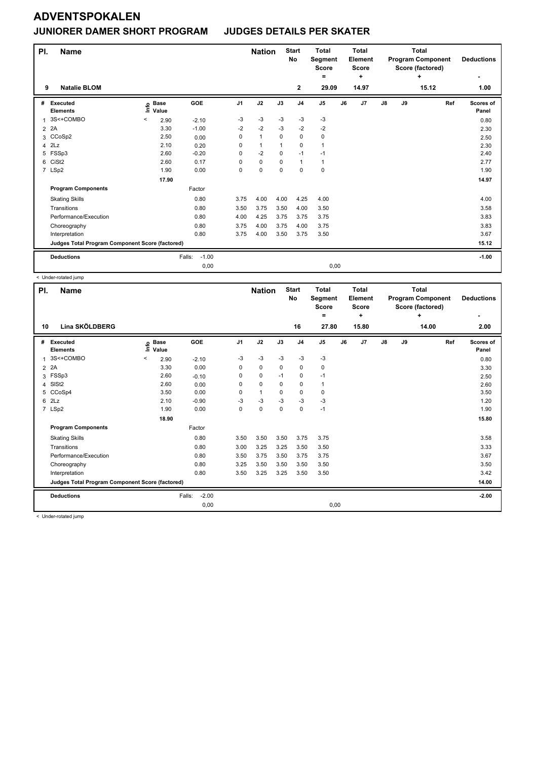# ADVENTSPOKALEN

## JUNIORER DAMER SHORT PROGRAM JUDGES DETAILS PER SKATER

| Pl. | Name | Nation | Start No | Total Segment Score = | Total Element Score + | Total Program Component Score (factored) + | Deductions - |
|---|---|---|---|---|---|---|---|
| 9 | Natalie BLOM | | 2 | 29.09 | 14.97 | 15.12 | 1.00 |

| # | Executed Elements | Info | Base Value | GOE | J1 | J2 | J3 | J4 | J5 | J6 | J7 | J8 | J9 | Ref | Scores of Panel |
|---|---|---|---|---|---|---|---|---|---|---|---|---|---|---|---|
| 1 | 3S<+COMBO | < | 2.90 | -2.10 | -3 | -3 | -3 | -3 | -3 | | | | | | 0.80 |
| 2 | 2A | | 3.30 | -1.00 | -2 | -2 | -3 | -2 | -2 | | | | | | 2.30 |
| 3 | CCoSp2 | | 2.50 | 0.00 | 0 | 1 | 0 | 0 | 0 | | | | | | 2.50 |
| 4 | 2Lz | | 2.10 | 0.20 | 0 | 1 | 1 | 0 | 1 | | | | | | 2.30 |
| 5 | FSSp3 | | 2.60 | -0.20 | 0 | -2 | 0 | -1 | -1 | | | | | | 2.40 |
| 6 | CiSt2 | | 2.60 | 0.17 | 0 | 0 | 0 | 1 | 1 | | | | | | 2.77 |
| 7 | LSp2 | | 1.90 | 0.00 | 0 | 0 | 0 | 0 | 0 | | | | | | 1.90 |
| | | | 17.90 | | | | | | | | | | | | 14.97 |
| | **Program Components** | | | Factor | | | | | | | | | | | |
| | Skating Skills | | | 0.80 | 3.75 | 4.00 | 4.00 | 4.25 | 4.00 | | | | | | 4.00 |
| | Transitions | | | 0.80 | 3.50 | 3.75 | 3.50 | 4.00 | 3.50 | | | | | | 3.58 |
| | Performance/Execution | | | 0.80 | 4.00 | 4.25 | 3.75 | 3.75 | 3.75 | | | | | | 3.83 |
| | Choreography | | | 0.80 | 3.75 | 4.00 | 3.75 | 4.00 | 3.75 | | | | | | 3.83 |
| | Interpretation | | | 0.80 | 3.75 | 4.00 | 3.50 | 3.75 | 3.50 | | | | | | 3.67 |
| | **Judges Total Program Component Score (factored)** | | | | | | | | | | | | | | 15.12 |
| | **Deductions** | | Falls: | -1.00 | | | | | | | | | | | -1.00 |
| | | | | 0,00 | | | | | 0,00 | | | | | | |

< Under-rotated jump

| Pl. | Name | Nation | Start No | Total Segment Score = | Total Element Score + | Total Program Component Score (factored) + | Deductions - |
|---|---|---|---|---|---|---|---|
| 10 | Lina SKÖLDBERG | | 16 | 27.80 | 15.80 | 14.00 | 2.00 |

| # | Executed Elements | Info | Base Value | GOE | J1 | J2 | J3 | J4 | J5 | J6 | J7 | J8 | J9 | Ref | Scores of Panel |
|---|---|---|---|---|---|---|---|---|---|---|---|---|---|---|---|
| 1 | 3S<+COMBO | < | 2.90 | -2.10 | -3 | -3 | -3 | -3 | -3 | | | | | | 0.80 |
| 2 | 2A | | 3.30 | 0.00 | 0 | 0 | 0 | 0 | 0 | | | | | | 3.30 |
| 3 | FSSp3 | | 2.60 | -0.10 | 0 | 0 | -1 | 0 | -1 | | | | | | 2.50 |
| 4 | SlSt2 | | 2.60 | 0.00 | 0 | 0 | 0 | 0 | 1 | | | | | | 2.60 |
| 5 | CCoSp4 | | 3.50 | 0.00 | 0 | 1 | 0 | 0 | 0 | | | | | | 3.50 |
| 6 | 2Lz | | 2.10 | -0.90 | -3 | -3 | -3 | -3 | -3 | | | | | | 1.20 |
| 7 | LSp2 | | 1.90 | 0.00 | 0 | 0 | 0 | 0 | -1 | | | | | | 1.90 |
| | | | 18.90 | | | | | | | | | | | | 15.80 |
| | **Program Components** | | | Factor | | | | | | | | | | | |
| | Skating Skills | | | 0.80 | 3.50 | 3.50 | 3.50 | 3.75 | 3.75 | | | | | | 3.58 |
| | Transitions | | | 0.80 | 3.00 | 3.25 | 3.25 | 3.50 | 3.50 | | | | | | 3.33 |
| | Performance/Execution | | | 0.80 | 3.50 | 3.75 | 3.50 | 3.75 | 3.75 | | | | | | 3.67 |
| | Choreography | | | 0.80 | 3.25 | 3.50 | 3.50 | 3.50 | 3.50 | | | | | | 3.50 |
| | Interpretation | | | 0.80 | 3.50 | 3.25 | 3.25 | 3.50 | 3.50 | | | | | | 3.42 |
| | **Judges Total Program Component Score (factored)** | | | | | | | | | | | | | | 14.00 |
| | **Deductions** | | Falls: | -2.00 | | | | | | | | | | | -2.00 |
| | | | | 0,00 | | | | | 0,00 | | | | | | |

< Under-rotated jump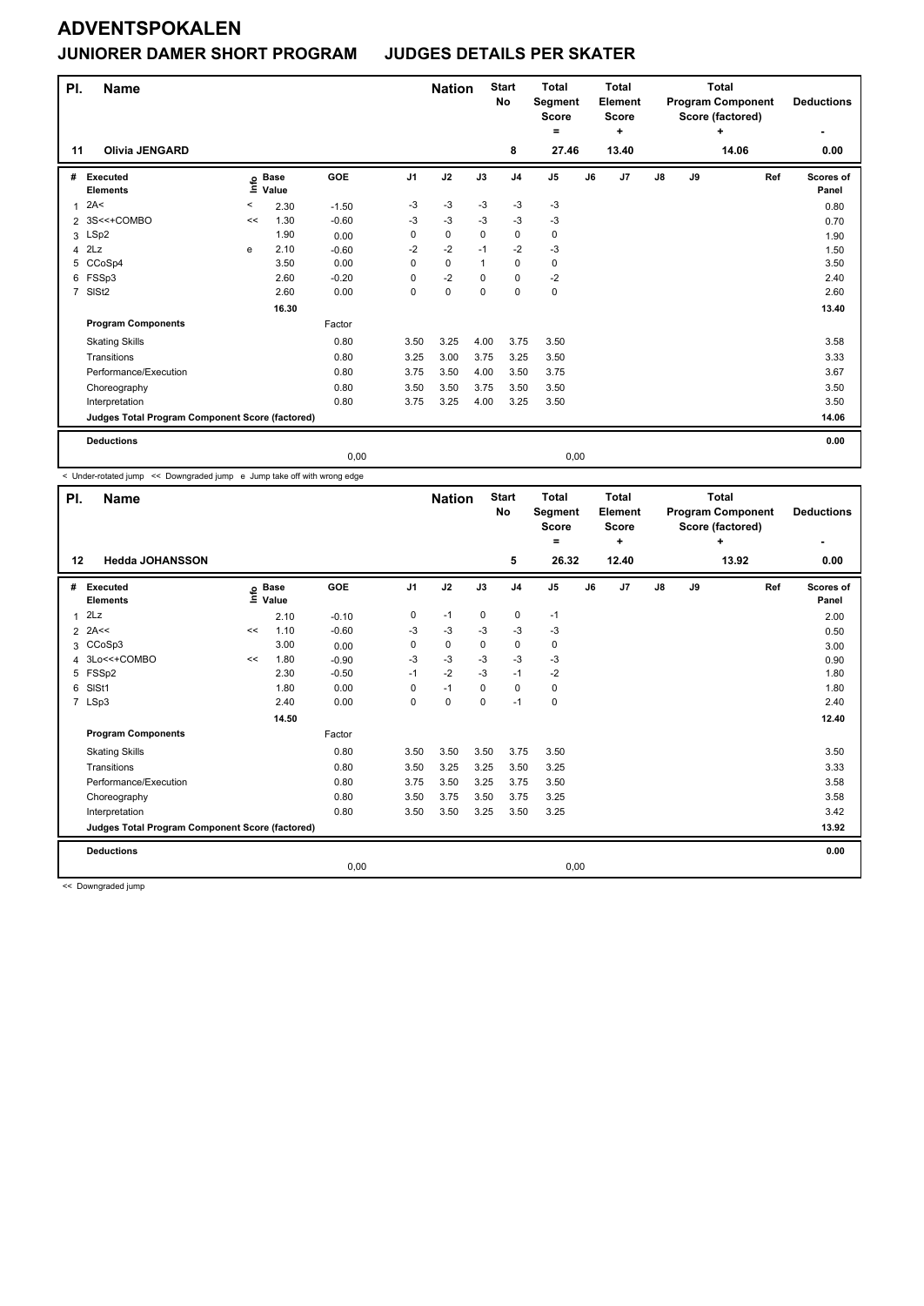# ADVENTSPOKALEN

## JUNIORER DAMER SHORT PROGRAM    JUDGES DETAILS PER SKATER

| Pl. | Name | Nation | Start No | Total Segment Score = | Total Element Score + | Total Program Component Score (factored) + | Deductions - |
|---|---|---|---|---|---|---|---|
| 11 | Olivia JENGARD | | 8 | 27.46 | 13.40 | 14.06 | 0.00 |

| # | Executed Elements | Info | Base Value | GOE | J1 | J2 | J3 | J4 | J5 | J6 | J7 | J8 | J9 | Ref | Scores of Panel |
|---|---|---|---|---|---|---|---|---|---|---|---|---|---|---|---|
| 1 | 2A< | < | 2.30 | -1.50 | -3 | -3 | -3 | -3 | -3 | | | | | | 0.80 |
| 2 | 3S<<+COMBO | << | 1.30 | -0.60 | -3 | -3 | -3 | -3 | -3 | | | | | | 0.70 |
| 3 | LSp2 | | 1.90 | 0.00 | 0 | 0 | 0 | 0 | 0 | | | | | | 1.90 |
| 4 | 2Lz | e | 2.10 | -0.60 | -2 | -2 | -1 | -2 | -3 | | | | | | 1.50 |
| 5 | CCoSp4 | | 3.50 | 0.00 | 0 | 0 | 1 | 0 | 0 | | | | | | 3.50 |
| 6 | FSSp3 | | 2.60 | -0.20 | 0 | -2 | 0 | 0 | -2 | | | | | | 2.40 |
| 7 | SlSt2 | | 2.60 | 0.00 | 0 | 0 | 0 | 0 | 0 | | | | | | 2.60 |
| | | | 16.30 | | | | | | | | | | | | 13.40 |
| | **Program Components** | | | Factor | | | | | | | | | | | |
| | Skating Skills | | | 0.80 | 3.50 | 3.25 | 4.00 | 3.75 | 3.50 | | | | | | 3.58 |
| | Transitions | | | 0.80 | 3.25 | 3.00 | 3.75 | 3.25 | 3.50 | | | | | | 3.33 |
| | Performance/Execution | | | 0.80 | 3.75 | 3.50 | 4.00 | 3.50 | 3.75 | | | | | | 3.67 |
| | Choreography | | | 0.80 | 3.50 | 3.50 | 3.75 | 3.50 | 3.50 | | | | | | 3.50 |
| | Interpretation | | | 0.80 | 3.75 | 3.25 | 4.00 | 3.25 | 3.50 | | | | | | 3.50 |
| | **Judges Total Program Component Score (factored)** | | | | | | | | | | | | | | 14.06 |
| | **Deductions** | | | | | | | | | | | | | | 0.00 |
| | | | | 0,00 | | | | | 0,00 | | | | | | |

< Under-rotated jump << Downgraded jump e Jump take off with wrong edge

| Pl. | Name | Nation | Start No | Total Segment Score = | Total Element Score + | Total Program Component Score (factored) + | Deductions - |
|---|---|---|---|---|---|---|---|
| 12 | Hedda JOHANSSON | | 5 | 26.32 | 12.40 | 13.92 | 0.00 |

| # | Executed Elements | Info | Base Value | GOE | J1 | J2 | J3 | J4 | J5 | J6 | J7 | J8 | J9 | Ref | Scores of Panel |
|---|---|---|---|---|---|---|---|---|---|---|---|---|---|---|---|
| 1 | 2Lz | | 2.10 | -0.10 | 0 | -1 | 0 | 0 | -1 | | | | | | 2.00 |
| 2 | 2A<< | << | 1.10 | -0.60 | -3 | -3 | -3 | -3 | -3 | | | | | | 0.50 |
| 3 | CCoSp3 | | 3.00 | 0.00 | 0 | 0 | 0 | 0 | 0 | | | | | | 3.00 |
| 4 | 3Lo<<+COMBO | << | 1.80 | -0.90 | -3 | -3 | -3 | -3 | -3 | | | | | | 0.90 |
| 5 | FSSp2 | | 2.30 | -0.50 | -1 | -2 | -3 | -1 | -2 | | | | | | 1.80 |
| 6 | SlSt1 | | 1.80 | 0.00 | 0 | -1 | 0 | 0 | 0 | | | | | | 1.80 |
| 7 | LSp3 | | 2.40 | 0.00 | 0 | 0 | 0 | -1 | 0 | | | | | | 2.40 |
| | | | 14.50 | | | | | | | | | | | | 12.40 |
| | **Program Components** | | | Factor | | | | | | | | | | | |
| | Skating Skills | | | 0.80 | 3.50 | 3.50 | 3.50 | 3.75 | 3.50 | | | | | | 3.50 |
| | Transitions | | | 0.80 | 3.50 | 3.25 | 3.25 | 3.50 | 3.25 | | | | | | 3.33 |
| | Performance/Execution | | | 0.80 | 3.75 | 3.50 | 3.25 | 3.75 | 3.50 | | | | | | 3.58 |
| | Choreography | | | 0.80 | 3.50 | 3.75 | 3.50 | 3.75 | 3.25 | | | | | | 3.58 |
| | Interpretation | | | 0.80 | 3.50 | 3.50 | 3.25 | 3.50 | 3.25 | | | | | | 3.42 |
| | **Judges Total Program Component Score (factored)** | | | | | | | | | | | | | | 13.92 |
| | **Deductions** | | | | | | | | | | | | | | 0.00 |
| | | | | 0,00 | | | | | 0,00 | | | | | | |

<< Downgraded jump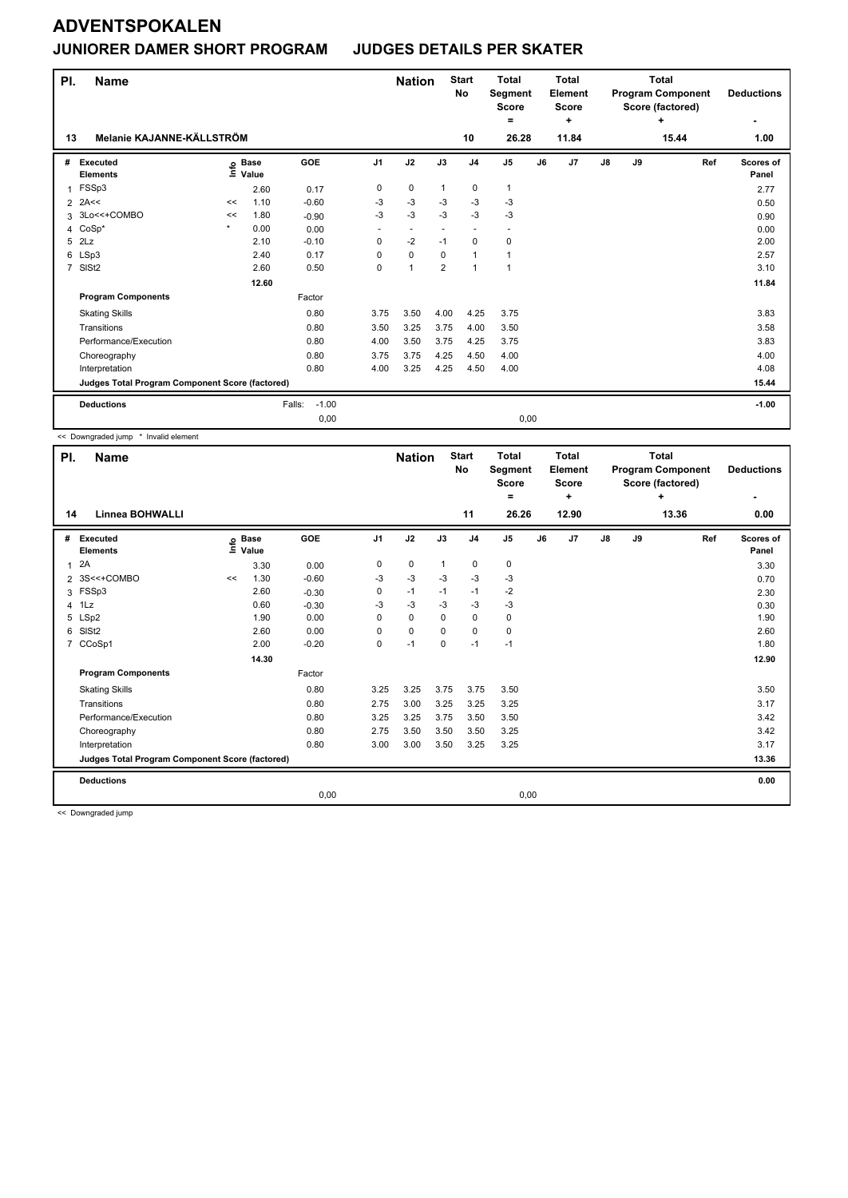# ADVENTSPOKALEN

## JUNIORER DAMER SHORT PROGRAM JUDGES DETAILS PER SKATER

| Pl. | Name | Nation | Start No | Total Segment Score = | Total Element Score + | Total Program Component Score (factored) + | Deductions - |
|---|---|---|---|---|---|---|---|
| 13 | Melanie KAJANNE-KÄLLSTRÖM | | 10 | 26.28 | 11.84 | 15.44 | 1.00 |

| # | Executed Elements | Info | Base Value | GOE | J1 | J2 | J3 | J4 | J5 | J6 | J7 | J8 | J9 | Ref | Scores of Panel |
|---|---|---|---|---|---|---|---|---|---|---|---|---|---|---|---|
| 1 | FSSp3 | | 2.60 | 0.17 | 0 | 0 | 1 | 0 | 1 | | | | | | 2.77 |
| 2 | 2A<< | << | 1.10 | -0.60 | -3 | -3 | -3 | -3 | -3 | | | | | | 0.50 |
| 3 | 3Lo<<+COMBO | << | 1.80 | -0.90 | -3 | -3 | -3 | -3 | -3 | | | | | | 0.90 |
| 4 | CoSp* | * | 0.00 | 0.00 | - | - | - | - | - | | | | | | 0.00 |
| 5 | 2Lz | | 2.10 | -0.10 | 0 | -2 | -1 | 0 | 0 | | | | | | 2.00 |
| 6 | LSp3 | | 2.40 | 0.17 | 0 | 0 | 0 | 1 | 1 | | | | | | 2.57 |
| 7 | SlSt2 | | 2.60 | 0.50 | 0 | 1 | 2 | 1 | 1 | | | | | | 3.10 |
| | | | 12.60 | | | | | | | | | | | | 11.84 |
| | **Program Components** | | | Factor | | | | | | | | | | | |
| | Skating Skills | | | 0.80 | 3.75 | 3.50 | 4.00 | 4.25 | 3.75 | | | | | | 3.83 |
| | Transitions | | | 0.80 | 3.50 | 3.25 | 3.75 | 4.00 | 3.50 | | | | | | 3.58 |
| | Performance/Execution | | | 0.80 | 4.00 | 3.50 | 3.75 | 4.25 | 3.75 | | | | | | 3.83 |
| | Choreography | | | 0.80 | 3.75 | 3.75 | 4.25 | 4.50 | 4.00 | | | | | | 4.00 |
| | Interpretation | | | 0.80 | 4.00 | 3.25 | 4.25 | 4.50 | 4.00 | | | | | | 4.08 |
| | Judges Total Program Component Score (factored) | | | | | | | | | | | | | | 15.44 |
| | **Deductions** | | | Falls: -1.00 | | | | | | | | | | | -1.00 |
| | | | | 0,00 | | | | | 0,00 | | | | | | |

<< Downgraded jump * Invalid element

| Pl. | Name | Nation | Start No | Total Segment Score = | Total Element Score + | Total Program Component Score (factored) + | Deductions - |
|---|---|---|---|---|---|---|---|
| 14 | Linnea BOHWALLI | | 11 | 26.26 | 12.90 | 13.36 | 0.00 |

| # | Executed Elements | Info | Base Value | GOE | J1 | J2 | J3 | J4 | J5 | J6 | J7 | J8 | J9 | Ref | Scores of Panel |
|---|---|---|---|---|---|---|---|---|---|---|---|---|---|---|---|
| 1 | 2A | | 3.30 | 0.00 | 0 | 0 | 1 | 0 | 0 | | | | | | 3.30 |
| 2 | 3S<<+COMBO | << | 1.30 | -0.60 | -3 | -3 | -3 | -3 | -3 | | | | | | 0.70 |
| 3 | FSSp3 | | 2.60 | -0.30 | 0 | -1 | -1 | -1 | -2 | | | | | | 2.30 |
| 4 | 1Lz | | 0.60 | -0.30 | -3 | -3 | -3 | -3 | -3 | | | | | | 0.30 |
| 5 | LSp2 | | 1.90 | 0.00 | 0 | 0 | 0 | 0 | 0 | | | | | | 1.90 |
| 6 | SlSt2 | | 2.60 | 0.00 | 0 | 0 | 0 | 0 | 0 | | | | | | 2.60 |
| 7 | CCoSp1 | | 2.00 | -0.20 | 0 | -1 | 0 | -1 | -1 | | | | | | 1.80 |
| | | | 14.30 | | | | | | | | | | | | 12.90 |
| | **Program Components** | | | Factor | | | | | | | | | | | |
| | Skating Skills | | | 0.80 | 3.25 | 3.25 | 3.75 | 3.75 | 3.50 | | | | | | 3.50 |
| | Transitions | | | 0.80 | 2.75 | 3.00 | 3.25 | 3.25 | 3.25 | | | | | | 3.17 |
| | Performance/Execution | | | 0.80 | 3.25 | 3.25 | 3.75 | 3.50 | 3.50 | | | | | | 3.42 |
| | Choreography | | | 0.80 | 2.75 | 3.50 | 3.50 | 3.50 | 3.25 | | | | | | 3.42 |
| | Interpretation | | | 0.80 | 3.00 | 3.00 | 3.50 | 3.25 | 3.25 | | | | | | 3.17 |
| | Judges Total Program Component Score (factored) | | | | | | | | | | | | | | 13.36 |
| | **Deductions** | | | | | | | | | | | | | | 0.00 |
| | | | | 0,00 | | | | | 0,00 | | | | | | |

<< Downgraded jump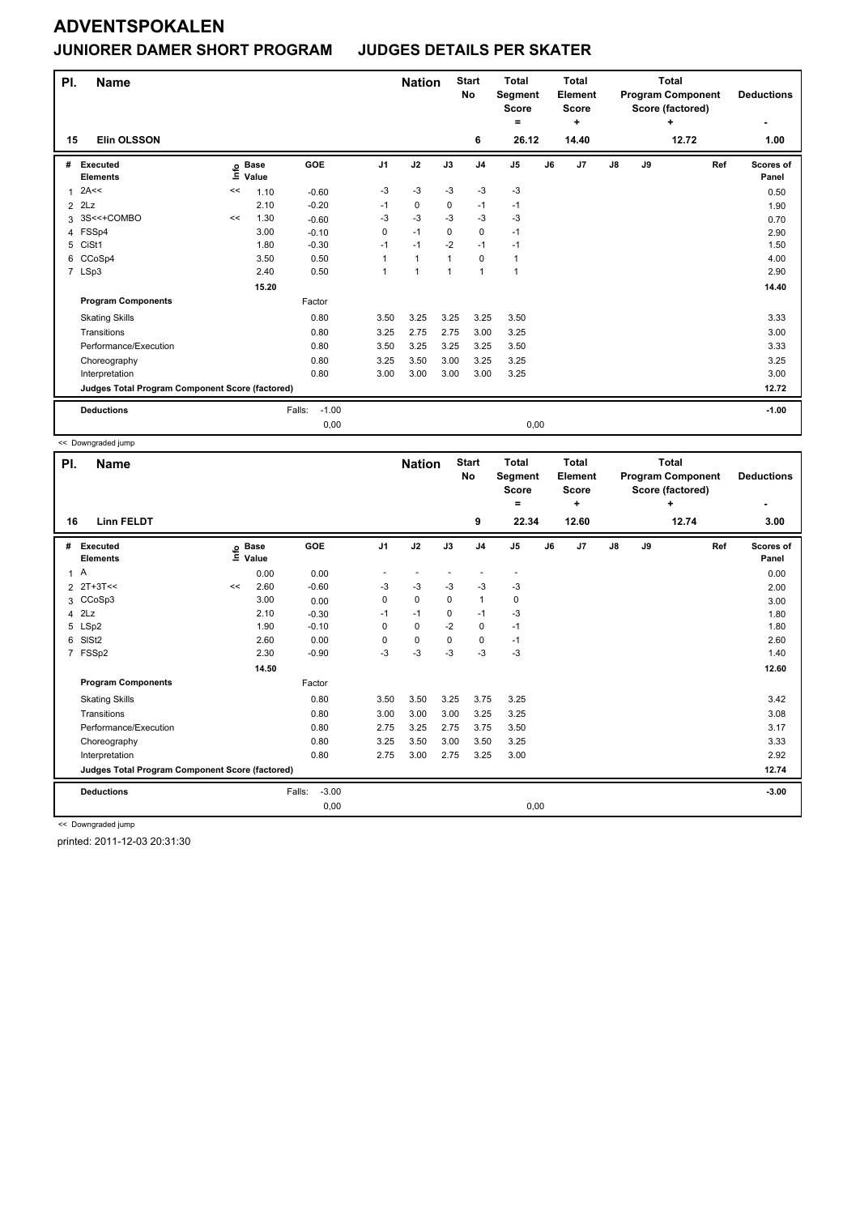# ADVENTSPOKALEN

## JUNIORER DAMER SHORT PROGRAM JUDGES DETAILS PER SKATER

| Pl. | Name | Nation | Start No | Total Segment Score = | Total Element Score + | Total Program Component Score (factored) + | Deductions - |
|---|---|---|---|---|---|---|---|
| 15 | Elin OLSSON | | 6 | 26.12 | 14.40 | 12.72 | 1.00 |

| # | Executed Elements | Info | Base Value | GOE | J1 | J2 | J3 | J4 | J5 | J6 | J7 | J8 | J9 | Ref | Scores of Panel |
|---|---|---|---|---|---|---|---|---|---|---|---|---|---|---|---|
| 1 | 2A<< | << | 1.10 | -0.60 | -3 | -3 | -3 | -3 | -3 | | | | | | 0.50 |
| 2 | 2Lz | | 2.10 | -0.20 | -1 | 0 | 0 | -1 | -1 | | | | | | 1.90 |
| 3 | 3S<<+COMBO | << | 1.30 | -0.60 | -3 | -3 | -3 | -3 | -3 | | | | | | 0.70 |
| 4 | FSSp4 | | 3.00 | -0.10 | 0 | -1 | 0 | 0 | -1 | | | | | | 2.90 |
| 5 | CiSt1 | | 1.80 | -0.30 | -1 | -1 | -2 | -1 | -1 | | | | | | 1.50 |
| 6 | CCoSp4 | | 3.50 | 0.50 | 1 | 1 | 1 | 0 | 1 | | | | | | 4.00 |
| 7 | LSp3 | | 2.40 | 0.50 | 1 | 1 | 1 | 1 | 1 | | | | | | 2.90 |
| | | | 15.20 | | | | | | | | | | | | 14.40 |
| | **Program Components** | | | Factor | | | | | | | | | | | |
| | Skating Skills | | | 0.80 | 3.50 | 3.25 | 3.25 | 3.25 | 3.50 | | | | | | 3.33 |
| | Transitions | | | 0.80 | 3.25 | 2.75 | 2.75 | 3.00 | 3.25 | | | | | | 3.00 |
| | Performance/Execution | | | 0.80 | 3.50 | 3.25 | 3.25 | 3.25 | 3.50 | | | | | | 3.33 |
| | Choreography | | | 0.80 | 3.25 | 3.50 | 3.00 | 3.25 | 3.25 | | | | | | 3.25 |
| | Interpretation | | | 0.80 | 3.00 | 3.00 | 3.00 | 3.00 | 3.25 | | | | | | 3.00 |
| | **Judges Total Program Component Score (factored)** | | | | | | | | | | | | | | 12.72 |
| | **Deductions** | | | Falls: -1.00 | | | | | | | | | | | -1.00 |
| | | | | 0,00 | | | | | 0,00 | | | | | | |

<< Downgraded jump

| Pl. | Name | Nation | Start No | Total Segment Score = | Total Element Score + | Total Program Component Score (factored) + | Deductions - |
|---|---|---|---|---|---|---|---|
| 16 | Linn FELDT | | 9 | 22.34 | 12.60 | 12.74 | 3.00 |

| # | Executed Elements | Info | Base Value | GOE | J1 | J2 | J3 | J4 | J5 | J6 | J7 | J8 | J9 | Ref | Scores of Panel |
|---|---|---|---|---|---|---|---|---|---|---|---|---|---|---|---|
| 1 | A | | 0.00 | 0.00 | - | - | - | - | - | | | | | | 0.00 |
| 2 | 2T+3T<< | << | 2.60 | -0.60 | -3 | -3 | -3 | -3 | -3 | | | | | | 2.00 |
| 3 | CCoSp3 | | 3.00 | 0.00 | 0 | 0 | 0 | 1 | 0 | | | | | | 3.00 |
| 4 | 2Lz | | 2.10 | -0.30 | -1 | -1 | 0 | -1 | -3 | | | | | | 1.80 |
| 5 | LSp2 | | 1.90 | -0.10 | 0 | 0 | -2 | 0 | -1 | | | | | | 1.80 |
| 6 | SlSt2 | | 2.60 | 0.00 | 0 | 0 | 0 | 0 | -1 | | | | | | 2.60 |
| 7 | FSSp2 | | 2.30 | -0.90 | -3 | -3 | -3 | -3 | -3 | | | | | | 1.40 |
| | | | 14.50 | | | | | | | | | | | | 12.60 |
| | **Program Components** | | | Factor | | | | | | | | | | | |
| | Skating Skills | | | 0.80 | 3.50 | 3.50 | 3.25 | 3.75 | 3.25 | | | | | | 3.42 |
| | Transitions | | | 0.80 | 3.00 | 3.00 | 3.00 | 3.25 | 3.25 | | | | | | 3.08 |
| | Performance/Execution | | | 0.80 | 2.75 | 3.25 | 2.75 | 3.75 | 3.50 | | | | | | 3.17 |
| | Choreography | | | 0.80 | 3.25 | 3.50 | 3.00 | 3.50 | 3.25 | | | | | | 3.33 |
| | Interpretation | | | 0.80 | 2.75 | 3.00 | 2.75 | 3.25 | 3.00 | | | | | | 2.92 |
| | **Judges Total Program Component Score (factored)** | | | | | | | | | | | | | | 12.74 |
| | **Deductions** | | | Falls: -3.00 | | | | | | | | | | | -3.00 |
| | | | | 0,00 | | | | | 0,00 | | | | | | |

<< Downgraded jump

printed: 2011-12-03 20:31:30